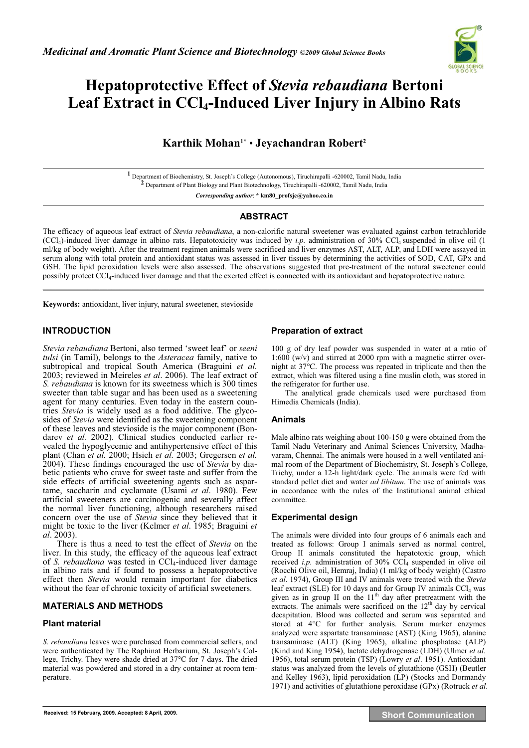# Hepatoprotective Effect of *Stevia rebaudiana* Bertoni Leaf Extract in $CCl_4$-Induced Liver Injury in Albino Rats

**Karthik Mohan[1*] • Jeyachandran Robert[2]**

[1] Department of Biochemistry, St. Joseph's College (Autonomous), Tiruchirapalli -620002, Tamil Nadu, India
[2] Department of Plant Biology and Plant Biotechnology, Tiruchirapalli -620002, Tamil Nadu, India

*Corresponding author*: **\* km80_profsjc@yahoo.co.in**

## ABSTRACT

The efficacy of aqueous leaf extract of *Stevia rebaudiana*, a non-calorific natural sweetener was evaluated against carbon tetrachloride ($CCl_4$)-induced liver damage in albino rats. Hepatotoxicity was induced by *i.p.* administration of 30% $CCl_4$ suspended in olive oil (1 ml/kg of body weight). After the treatment regimen animals were sacrificed and liver enzymes AST, ALT, ALP, and LDH were assayed in serum along with total protein and antioxidant status was assessed in liver tissues by determining the activities of SOD, CAT, GPx and GSH. The lipid peroxidation levels were also assessed. The observations suggested that pre-treatment of the natural sweetener could possibly protect $CCl_4$-induced liver damage and that the exerted effect is connected with its antioxidant and hepatoprotective nature.

**Keywords:** antioxidant, liver injury, natural sweetener, stevioside

## INTRODUCTION

*Stevia rebaudiana* Bertoni, also termed 'sweet leaf' or *seeni tulsi* (in Tamil), belongs to the *Asteracea* family, native to subtropical and tropical South America (Braguini *et al.* 2003; reviewed in Meireles *et al*. 2006). The leaf extract of *S. rebaudiana* is known for its sweetness which is 300 times sweeter than table sugar and has been used as a sweetening agent for many centuries. Even today in the eastern countries *Stevia* is widely used as a food additive. The glycosides of *Stevia* were identified as the sweetening component of these leaves and stevioside is the major component (Bondarev *et al.* 2002). Clinical studies conducted earlier revealed the hypoglycemic and antihypertensive effect of this plant (Chan *et al.* 2000; Hsieh *et al.* 2003; Gregersen *et al.* 2004). These findings encouraged the use of *Stevia* by diabetic patients who crave for sweet taste and suffer from the side effects of artificial sweetening agents such as aspartame, saccharin and cyclamate (Usami *et al*. 1980). Few artificial sweeteners are carcinogenic and severally affect the normal liver functioning, although researchers raised concern over the use of *Stevia* since they believed that it might be toxic to the liver (Kelmer *et al*. 1985; Braguini *et al*. 2003).

There is thus a need to test the effect of *Stevia* on the liver. In this study, the efficacy of the aqueous leaf extract of *S. rebaudiana* was tested in $CCl_4$-induced liver damage in albino rats and if found to possess a hepatoprotective effect then *Stevia* would remain important for diabetics without the fear of chronic toxicity of artificial sweeteners.

## MATERIALS AND METHODS

### Plant material

*S. rebaudiana* leaves were purchased from commercial sellers, and were authenticated by The Raphinat Herbarium, St. Joseph's College, Trichy. They were shade dried at 37°C for 7 days. The dried material was powdered and stored in a dry container at room temperature.

### Preparation of extract

100 g of dry leaf powder was suspended in water at a ratio of 1:600 (w/v) and stirred at 2000 rpm with a magnetic stirrer overnight at 37°C. The process was repeated in triplicate and then the extract, which was filtered using a fine muslin cloth, was stored in the refrigerator for further use.

The analytical grade chemicals used were purchased from Himedia Chemicals (India).

### Animals

Male albino rats weighing about 100-150 g were obtained from the Tamil Nadu Veterinary and Animal Sciences University, Madhavaram, Chennai. The animals were housed in a well ventilated animal room of the Department of Biochemistry, St. Joseph's College, Trichy, under a 12-h light/dark cycle. The animals were fed with standard pellet diet and water *ad libitum*. The use of animals was in accordance with the rules of the Institutional animal ethical committee.

### Experimental design

The animals were divided into four groups of 6 animals each and treated as follows: Group I animals served as normal control, Group II animals constituted the hepatotoxic group, which received *i.p.* administration of 30% $CCl_4$ suspended in olive oil (Rocchi Olive oil, Hemraj, India) (1 ml/kg of body weight) (Castro *et al*. 1974), Group III and IV animals were treated with the *Stevia* leaf extract (SLE) for 10 days and for Group IV animals $CCl_4$ was given as in group II on the $11^{th}$ day after pretreatment with the extracts. The animals were sacrificed on the $12^{th}$ day by cervical decapitation. Blood was collected and serum was separated and stored at 4°C for further analysis. Serum marker enzymes analyzed were aspartate transaminase (AST) (King 1965), alanine transaminase (ALT) (King 1965), alkaline phosphatase (ALP) (Kind and King 1954), lactate dehydrogenase (LDH) (Ulmer *et al.* 1956), total serum protein (TSP) (Lowry *et al*. 1951). Antioxidant status was analyzed from the levels of glutathione (GSH) (Beutler and Kelley 1963), lipid peroxidation (LP) (Stocks and Dormandy 1971) and activities of glutathione peroxidase (GPx) (Rotruck *et al*.

Received: 15 February, 2009. Accepted: 8 April, 2009.

**Short Communication**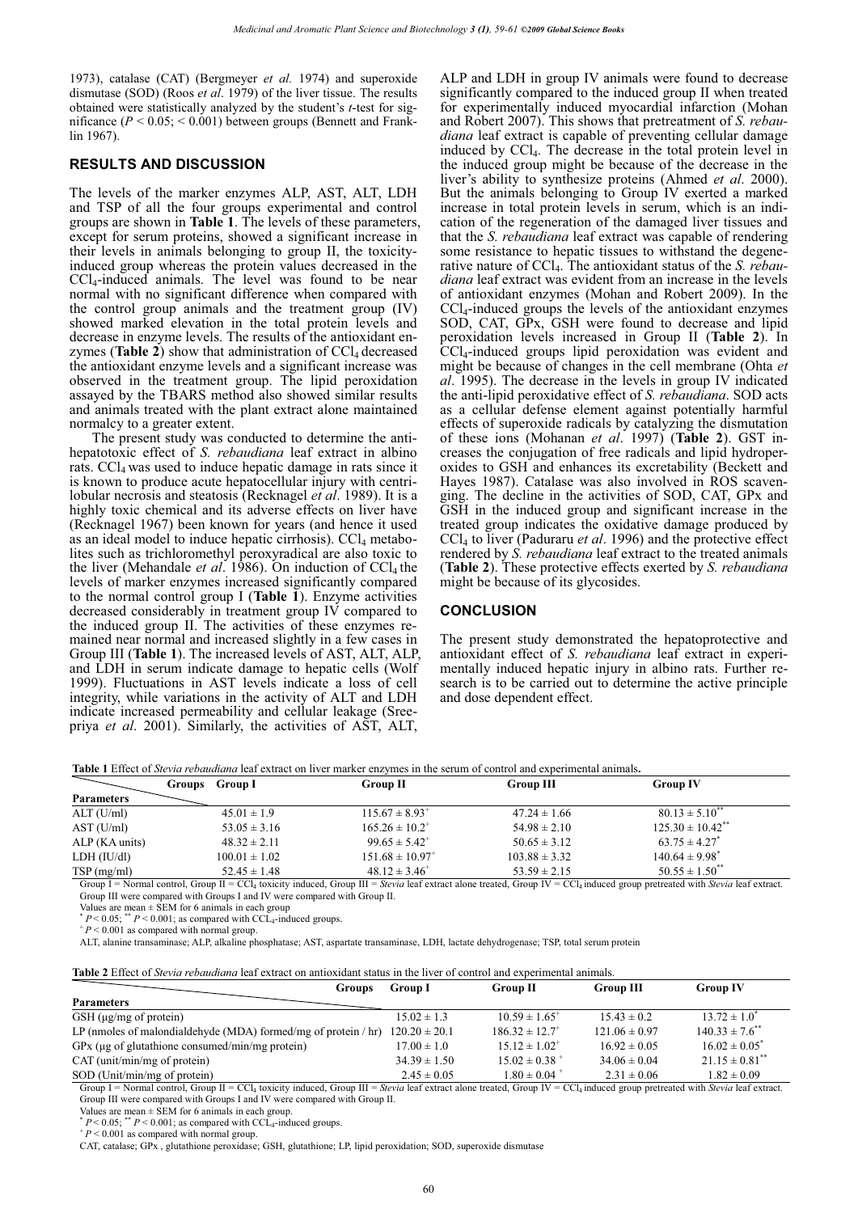1973), catalase (CAT) (Bergmeyer *et al.* 1974) and superoxide dismutase (SOD) (Roos *et al*. 1979) of the liver tissue. The results obtained were statistically analyzed by the student's *t*-test for significance ($P < 0.05$; $< 0.001$) between groups (Bennett and Franklin 1967).

## RESULTS AND DISCUSSION

The levels of the marker enzymes ALP, AST, ALT, LDH and TSP of all the four groups experimental and control groups are shown in **Table 1**. The levels of these parameters, except for serum proteins, showed a significant increase in their levels in animals belonging to group II, the toxicity-induced group whereas the protein values decreased in the $CCl_4$-induced animals. The level was found to be near normal with no significant difference when compared with the control group animals and the treatment group (IV) showed marked elevation in the total protein levels and decrease in enzyme levels. The results of the antioxidant enzymes (**Table 2**) show that administration of $CCl_4$ decreased the antioxidant enzyme levels and a significant increase was observed in the treatment group. The lipid peroxidation assayed by the TBARS method also showed similar results and animals treated with the plant extract alone maintained normalcy to a greater extent.

The present study was conducted to determine the anti-hepatotoxic effect of *S. rebaudiana* leaf extract in albino rats. $CCl_4$ was used to induce hepatic damage in rats since it is known to produce acute hepatocellular injury with centrilobular necrosis and steatosis (Recknagel *et al*. 1989). It is a highly toxic chemical and its adverse effects on liver have (Recknagel 1967) been known for years (and hence it used as an ideal model to induce hepatic cirrhosis). $CCl_4$ metabolites such as trichloromethyl peroxyradical are also toxic to the liver (Mehandale *et al*. 1986). On induction of $CCl_4$ the levels of marker enzymes increased significantly compared to the normal control group I (**Table 1**). Enzyme activities decreased considerably in treatment group IV compared to the induced group II. The activities of these enzymes remained near normal and increased slightly in a few cases in Group III (**Table 1**). The increased levels of AST, ALT, ALP, and LDH in serum indicate damage to hepatic cells (Wolf 1999). Fluctuations in AST levels indicate a loss of cell integrity, while variations in the activity of ALT and LDH indicate increased permeability and cellular leakage (Sreepriya *et al*. 2001). Similarly, the activities of AST, ALT, ALP and LDH in group IV animals were found to decrease significantly compared to the induced group II when treated for experimentally induced myocardial infarction (Mohan and Robert 2007). This shows that pretreatment of *S. rebaudiana* leaf extract is capable of preventing cellular damage induced by $CCl_4$. The decrease in the total protein level in the induced group might be because of the decrease in the liver's ability to synthesize proteins (Ahmed *et al*. 2000). But the animals belonging to Group IV exerted a marked increase in total protein levels in serum, which is an indication of the regeneration of the damaged liver tissues and that the *S. rebaudiana* leaf extract was capable of rendering some resistance to hepatic tissues to withstand the degenerative nature of $CCl_4$. The antioxidant status of the *S. rebaudiana* leaf extract was evident from an increase in the levels of antioxidant enzymes (Mohan and Robert 2009). In the $CCl_4$-induced groups the levels of the antioxidant enzymes SOD, CAT, GPx, GSH were found to decrease and lipid peroxidation levels increased in Group II (**Table 2**). In $CCl_4$-induced groups lipid peroxidation was evident and might be because of changes in the cell membrane (Ohta *et al*. 1995). The decrease in the levels in group IV indicated the anti-lipid peroxidative effect of *S. rebaudiana*. SOD acts as a cellular defense element against potentially harmful effects of superoxide radicals by catalyzing the dismutation of these ions (Mohanan *et al*. 1997) (**Table 2**). GST increases the conjugation of free radicals and lipid hydroperoxides to GSH and enhances its excretability (Beckett and Hayes 1987). Catalase was also involved in ROS scavenging. The decline in the activities of SOD, CAT, GPx and GSH in the induced group indicates the oxidative damage produced by $CCl_4$ to liver (Paduraru *et al*. 1996) and the protective effect rendered by *S. rebaudiana* leaf extract to the treated animals (**Table 2**). These protective effects exerted by *S. rebaudiana* might be because of its glycosides.

## CONCLUSION

The present study demonstrated the hepatoprotective and antioxidant effect of *S. rebaudiana* leaf extract in experimentally induced hepatic injury in albino rats. Further research is to be carried out to determine the active principle and dose dependent effect.

**Table 1** Effect of *Stevia rebaudiana* leaf extract on liver marker enzymes in the serum of control and experimental animals.

| Parameters \ Groups | Group I | Group II | Group III | Group IV |
|---|---|---|---|---|
| ALT (U/ml) | $45.01 \pm 1.9$ | $115.67 \pm 8.93^{+}$ | $47.24 \pm 1.66$ | $80.13 \pm 5.10^{**}$ |
| AST (U/ml) | $53.05 \pm 3.16$ | $165.26 \pm 10.2^{+}$ | $54.98 \pm 2.10$ | $125.30 \pm 10.42^{**}$ |
| ALP (KA units) | $48.32 \pm 2.11$ | $99.65 \pm 5.42^{+}$ | $50.65 \pm 3.12$ | $63.75 \pm 4.27^{*}$ |
| LDH (IU/dl) | $100.01 \pm 1.02$ | $151.68 \pm 10.97^{+}$ | $103.88 \pm 3.32$ | $140.64 \pm 9.98^{*}$ |
| TSP (mg/ml) | $52.45 \pm 1.48$ | $48.12 \pm 3.46^{+}$ | $53.59 \pm 2.15$ | $50.55 \pm 1.50^{**}$ |

Group I = Normal control, Group II = $CCl_4$ toxicity induced, Group III = *Stevia* leaf extract alone treated, Group IV = $CCl_4$ induced group pretreated with *Stevia* leaf extract. Group III were compared with Groups I and IV were compared with Group II.

Values are mean ± SEM for 6 animals in each group

$^{*}$ $P < 0.05$; $^{**}$ $P < 0.001$; as compared with $CCL_4$-induced groups.

$^{+}$ $P < 0.001$ as compared with normal group.

ALT, alanine transaminase; ALP, alkaline phosphatase; AST, aspartate transaminase, LDH, lactate dehydrogenase; TSP, total serum protein

**Table 2** Effect of *Stevia rebaudiana* leaf extract on antioxidant status in the liver of control and experimental animals.

| Parameters \ Groups | Group I | Group II | Group III | Group IV |
|---|---|---|---|---|
| GSH (µg/mg of protein) | $15.02 \pm 1.3$ | $10.59 \pm 1.65^{+}$ | $15.43 \pm 0.2$ | $13.72 \pm 1.0^{*}$ |
| LP (nmoles of malondialdehyde (MDA) formed/mg of protein / hr) | $120.20 \pm 20.1$ | $186.32 \pm 12.7^{+}$ | $121.06 \pm 0.97$ | $140.33 \pm 7.6^{**}$ |
| GPx (µg of glutathione consumed/min/mg protein) | $17.00 \pm 1.0$ | $15.12 \pm 1.02^{+}$ | $16.92 \pm 0.05$ | $16.02 \pm 0.05^{*}$ |
| CAT (unit/min/mg of protein) | $34.39 \pm 1.50$ | $15.02 \pm 0.38^{+}$ | $34.06 \pm 0.04$ | $21.15 \pm 0.81^{**}$ |
| SOD (Unit/min/mg of protein) | $2.45 \pm 0.05$ | $1.80 \pm 0.04^{+}$ | $2.31 \pm 0.06$ | $1.82 \pm 0.09$ |

Group I = Normal control, Group II = $CCl_4$ toxicity induced, Group III = *Stevia* leaf extract alone treated, Group IV = $CCl_4$ induced group pretreated with *Stevia* leaf extract. Group III were compared with Groups I and IV were compared with Group II.

Values are mean ± SEM for 6 animals in each group.

$^{*}$ $P < 0.05$; $^{**}$ $P < 0.001$; as compared with $CCL_4$-induced groups.

$^{+}$ $P < 0.001$ as compared with normal group.

CAT, catalase; GPx , glutathione peroxidase; GSH, glutathione; LP, lipid peroxidation; SOD, superoxide dismutase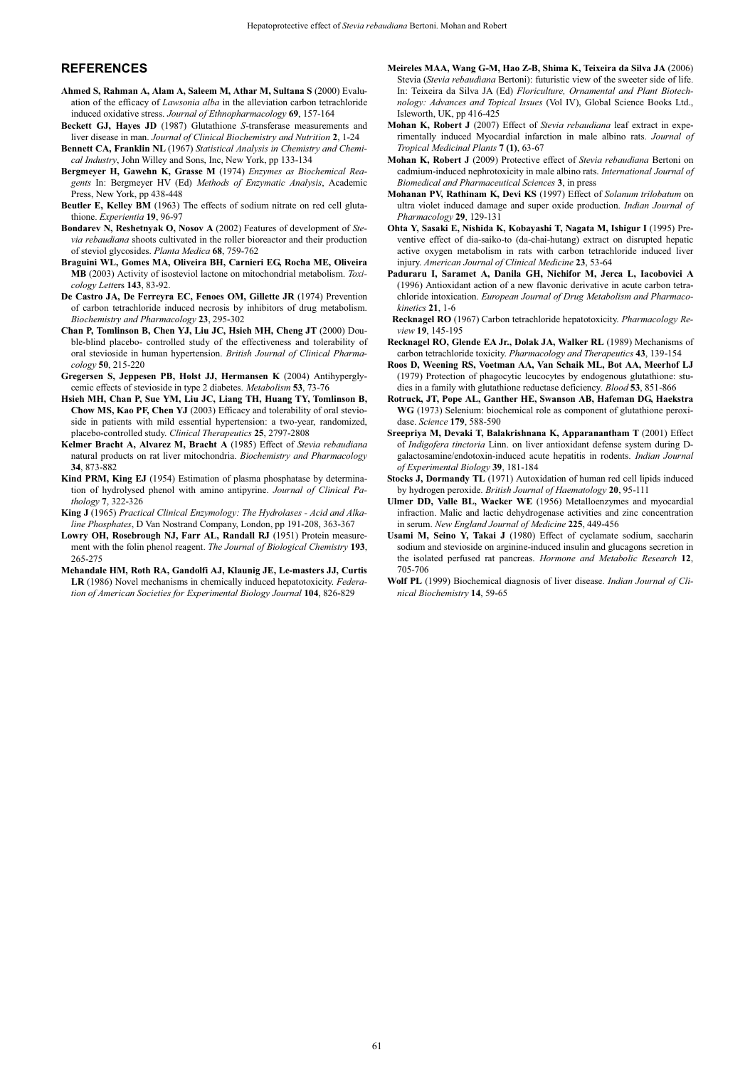## REFERENCES

**Ahmed S, Rahman A, Alam A, Saleem M, Athar M, Sultana S** (2000) Evaluation of the efficacy of *Lawsonia alba* in the alleviation carbon tetrachloride induced oxidative stress. *Journal of Ethnopharmacology* **69**, 157-164

**Beckett GJ, Hayes JD** (1987) Glutathione *S*-transferase measurements and liver disease in man. *Journal of Clinical Biochemistry and Nutrition* **2**, 1-24

**Bennett CA, Franklin NL** (1967) *Statistical Analysis in Chemistry and Chemical Industry*, John Willey and Sons, Inc, New York, pp 133-134

**Bergmeyer H, Gawehn K, Grasse M** (1974) *Enzymes as Biochemical Reagents* In: Bergmeyer HV (Ed) *Methods of Enzymatic Analysis*, Academic Press, New York, pp 438-448

**Beutler E, Kelley BM** (1963) The effects of sodium nitrate on red cell glutathione. *Experientia* **19**, 96-97

**Bondarev N, Reshetnyak O, Nosov A** (2002) Features of development of *Stevia rebaudiana* shoots cultivated in the roller bioreactor and their production of steviol glycosides. *Planta Medica* **68**, 759-762

**Braguini WL, Gomes MA, Oliveira BH, Carnieri EG, Rocha ME, Oliveira MB** (2003) Activity of isosteviol lactone on mitochondrial metabolism. *Toxicology Lett*ers **143**, 83-92.

**De Castro JA, De Ferreyra EC, Fenoes OM, Gillette JR** (1974) Prevention of carbon tetrachloride induced necrosis by inhibitors of drug metabolism. *Biochemistry and Pharmacology* **23**, 295-302

**Chan P, Tomlinson B, Chen YJ, Liu JC, Hsieh MH, Cheng JT** (2000) Double-blind placebo- controlled study of the effectiveness and tolerability of oral stevioside in human hypertension. *British Journal of Clinical Pharmacology* **50**, 215-220

**Gregersen S, Jeppesen PB, Holst JJ, Hermansen K** (2004) Antihyperglycemic effects of stevioside in type 2 diabetes. *Metabolism* **53**, 73-76

**Hsieh MH, Chan P, Sue YM, Liu JC, Liang TH, Huang TY, Tomlinson B, Chow MS, Kao PF, Chen YJ** (2003) Efficacy and tolerability of oral stevioside in patients with mild essential hypertension: a two-year, randomized, placebo-controlled study. *Clinical Therapeutics* **25**, 2797-2808

**Kelmer Bracht A, Alvarez M, Bracht A** (1985) Effect of *Stevia rebaudiana* natural products on rat liver mitochondria. *Biochemistry and Pharmacology* **34**, 873-882

**Kind PRM, King EJ** (1954) Estimation of plasma phosphatase by determination of hydrolysed phenol with amino antipyrine. *Journal of Clinical Pathology* **7**, 322-326

**King J** (1965) *Practical Clinical Enzymology: The Hydrolases - Acid and Alkaline Phosphates*, D Van Nostrand Company, London, pp 191-208, 363-367

**Lowry OH, Rosebrough NJ, Farr AL, Randall RJ** (1951) Protein measurement with the folin phenol reagent. *The Journal of Biological Chemistry* **193**, 265-275

**Mehandale HM, Roth RA, Gandolfi AJ, Klaunig JE, Le-masters JJ, Curtis LR** (1986) Novel mechanisms in chemically induced hepatotoxicity. *Federation of American Societies for Experimental Biology Journal* **104**, 826-829

**Meireles MAA, Wang G-M, Hao Z-B, Shima K, Teixeira da Silva JA** (2006) Stevia (*Stevia rebaudiana* Bertoni): futuristic view of the sweeter side of life. In: Teixeira da Silva JA (Ed) *Floriculture, Ornamental and Plant Biotechnology: Advances and Topical Issues* (Vol IV), Global Science Books Ltd., Isleworth, UK, pp 416-425

**Mohan K, Robert J** (2007) Effect of *Stevia rebaudiana* leaf extract in experimentally induced Myocardial infarction in male albino rats. *Journal of Tropical Medicinal Plants* **7 (1)**, 63-67

**Mohan K, Robert J** (2009) Protective effect of *Stevia rebaudiana* Bertoni on cadmium-induced nephrotoxicity in male albino rats. *International Journal of Biomedical and Pharmaceutical Sciences* **3**, in press

**Mohanan PV, Rathinam K, Devi KS** (1997) Effect of *Solanum trilobatum* on ultra violet induced damage and super oxide production. *Indian Journal of Pharmacology* **29**, 129-131

**Ohta Y, Sasaki E, Nishida K, Kobayashi T, Nagata M, Ishigur I** (1995) Preventive effect of dia-saiko-to (da-chai-hutang) extract on disrupted hepatic active oxygen metabolism in rats with carbon tetrachloride induced liver injury. *American Journal of Clinical Medicine* **23**, 53-64

**Paduraru I, Saramet A, Danila GH, Nichifor M, Jerca L, Iacobovici A** (1996) Antioxidant action of a new flavonic derivative in acute carbon tetrachloride intoxication. *European Journal of Drug Metabolism and Pharmacokinetics* **21**, 1-6

**Recknagel RO** (1967) Carbon tetrachloride hepatotoxicity. *Pharmacology Review* **19**, 145-195

**Recknagel RO, Glende EA Jr., Dolak JA, Walker RL** (1989) Mechanisms of carbon tetrachloride toxicity. *Pharmacology and Therapeutics* **43**, 139-154

**Roos D, Weening RS, Voetman AA, Van Schaik ML, Bot AA, Meerhof LJ** (1979) Protection of phagocytic leucocytes by endogenous glutathione: studies in a family with glutathione reductase deficiency. *Blood* **53**, 851-866

**Rotruck, JT, Pope AL, Ganther HE, Swanson AB, Hafeman DG, Haekstra WG** (1973) Selenium: biochemical role as component of glutathione peroxidase. *Science* **179**, 588-590

**Sreepriya M, Devaki T, Balakrishnana K, Apparanantham T** (2001) Effect of *Indigofera tinctoria* Linn. on liver antioxidant defense system during D-galactosamine/endotoxin-induced acute hepatitis in rodents. *Indian Journal of Experimental Biology* **39**, 181-184

**Stocks J, Dormandy TL** (1971) Autoxidation of human red cell lipids induced by hydrogen peroxide. *British Journal of Haematology* **20**, 95-111

**Ulmer DD, Valle BL, Wacker WE** (1956) Metalloenzymes and myocardial infraction. Malic and lactic dehydrogenase activities and zinc concentration in serum. *New England Journal of Medicine* **225**, 449-456

**Usami M, Seino Y, Takai J** (1980) Effect of cyclamate sodium, saccharin sodium and stevioside on arginine-induced insulin and glucagons secretion in the isolated perfused rat pancreas. *Hormone and Metabolic Research* **12**, 705-706

**Wolf PL** (1999) Biochemical diagnosis of liver disease. *Indian Journal of Clinical Biochemistry* **14**, 59-65